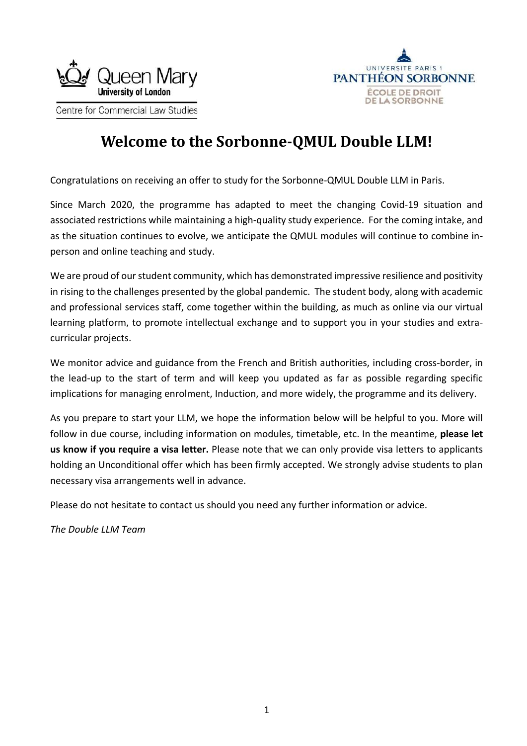Queen Mary University of London

Centre for Commercial Law Studies

UNIVERSITÉ PARIS 1 PANTHÉON SORBONNE

ÉCOLE DE DROIT DE LA SORBONNE

# Welcome to the Sorbonne-QMUL Double LLM!

Congratulations on receiving an offer to study for the Sorbonne-QMUL Double LLM in Paris.

Since March 2020, the programme has adapted to meet the changing Covid-19 situation and associated restrictions while maintaining a high-quality study experience. For the coming intake, and as the situation continues to evolve, we anticipate the QMUL modules will continue to combine in-person and online teaching and study.

We are proud of our student community, which has demonstrated impressive resilience and positivity in rising to the challenges presented by the global pandemic. The student body, along with academic and professional services staff, come together within the building, as much as online via our virtual learning platform, to promote intellectual exchange and to support you in your studies and extra-curricular projects.

We monitor advice and guidance from the French and British authorities, including cross-border, in the lead-up to the start of term and will keep you updated as far as possible regarding specific implications for managing enrolment, Induction, and more widely, the programme and its delivery.

As you prepare to start your LLM, we hope the information below will be helpful to you. More will follow in due course, including information on modules, timetable, etc. In the meantime, **please let us know if you require a visa letter.** Please note that we can only provide visa letters to applicants holding an Unconditional offer which has been firmly accepted. We strongly advise students to plan necessary visa arrangements well in advance.

Please do not hesitate to contact us should you need any further information or advice.

*The Double LLM Team*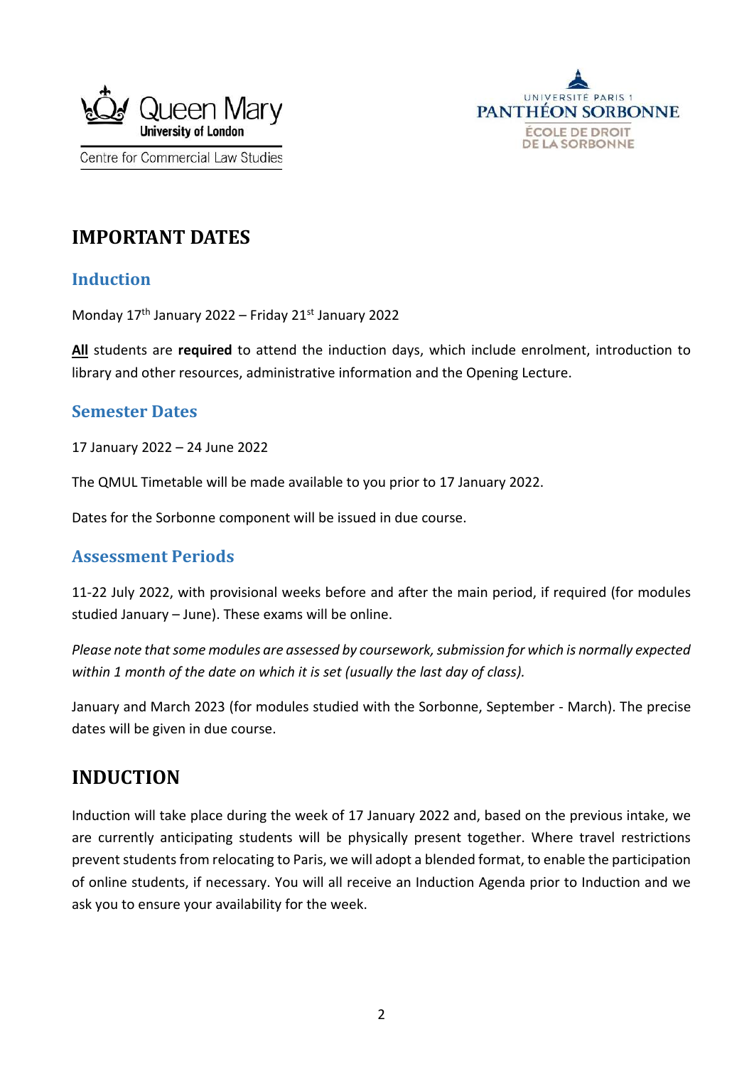# IMPORTANT DATES

## Induction

Monday 17th January 2022 – Friday 21st January 2022

**All** students are **required** to attend the induction days, which include enrolment, introduction to library and other resources, administrative information and the Opening Lecture.

## Semester Dates

17 January 2022 – 24 June 2022

The QMUL Timetable will be made available to you prior to 17 January 2022.

Dates for the Sorbonne component will be issued in due course.

## Assessment Periods

11-22 July 2022, with provisional weeks before and after the main period, if required (for modules studied January – June). These exams will be online.

*Please note that some modules are assessed by coursework, submission for which is normally expected within 1 month of the date on which it is set (usually the last day of class).*

January and March 2023 (for modules studied with the Sorbonne, September - March). The precise dates will be given in due course.

# INDUCTION

Induction will take place during the week of 17 January 2022 and, based on the previous intake, we are currently anticipating students will be physically present together. Where travel restrictions prevent students from relocating to Paris, we will adopt a blended format, to enable the participation of online students, if necessary. You will all receive an Induction Agenda prior to Induction and we ask you to ensure your availability for the week.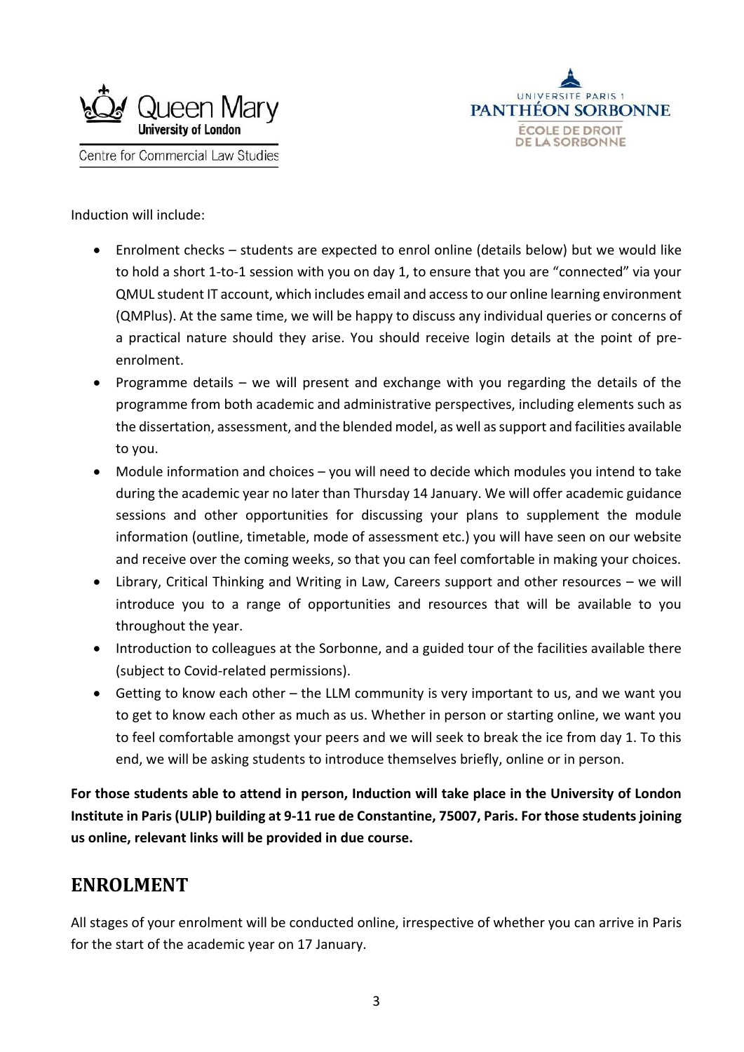Induction will include:

- Enrolment checks – students are expected to enrol online (details below) but we would like to hold a short 1-to-1 session with you on day 1, to ensure that you are "connected" via your QMUL student IT account, which includes email and access to our online learning environment (QMPlus). At the same time, we will be happy to discuss any individual queries or concerns of a practical nature should they arise. You should receive login details at the point of pre-enrolment.
- Programme details – we will present and exchange with you regarding the details of the programme from both academic and administrative perspectives, including elements such as the dissertation, assessment, and the blended model, as well as support and facilities available to you.
- Module information and choices – you will need to decide which modules you intend to take during the academic year no later than Thursday 14 January. We will offer academic guidance sessions and other opportunities for discussing your plans to supplement the module information (outline, timetable, mode of assessment etc.) you will have seen on our website and receive over the coming weeks, so that you can feel comfortable in making your choices.
- Library, Critical Thinking and Writing in Law, Careers support and other resources – we will introduce you to a range of opportunities and resources that will be available to you throughout the year.
- Introduction to colleagues at the Sorbonne, and a guided tour of the facilities available there (subject to Covid-related permissions).
- Getting to know each other – the LLM community is very important to us, and we want you to get to know each other as much as us. Whether in person or starting online, we want you to feel comfortable amongst your peers and we will seek to break the ice from day 1. To this end, we will be asking students to introduce themselves briefly, online or in person.

**For those students able to attend in person, Induction will take place in the University of London Institute in Paris (ULIP) building at 9-11 rue de Constantine, 75007, Paris. For those students joining us online, relevant links will be provided in due course.**

## ENROLMENT

All stages of your enrolment will be conducted online, irrespective of whether you can arrive in Paris for the start of the academic year on 17 January.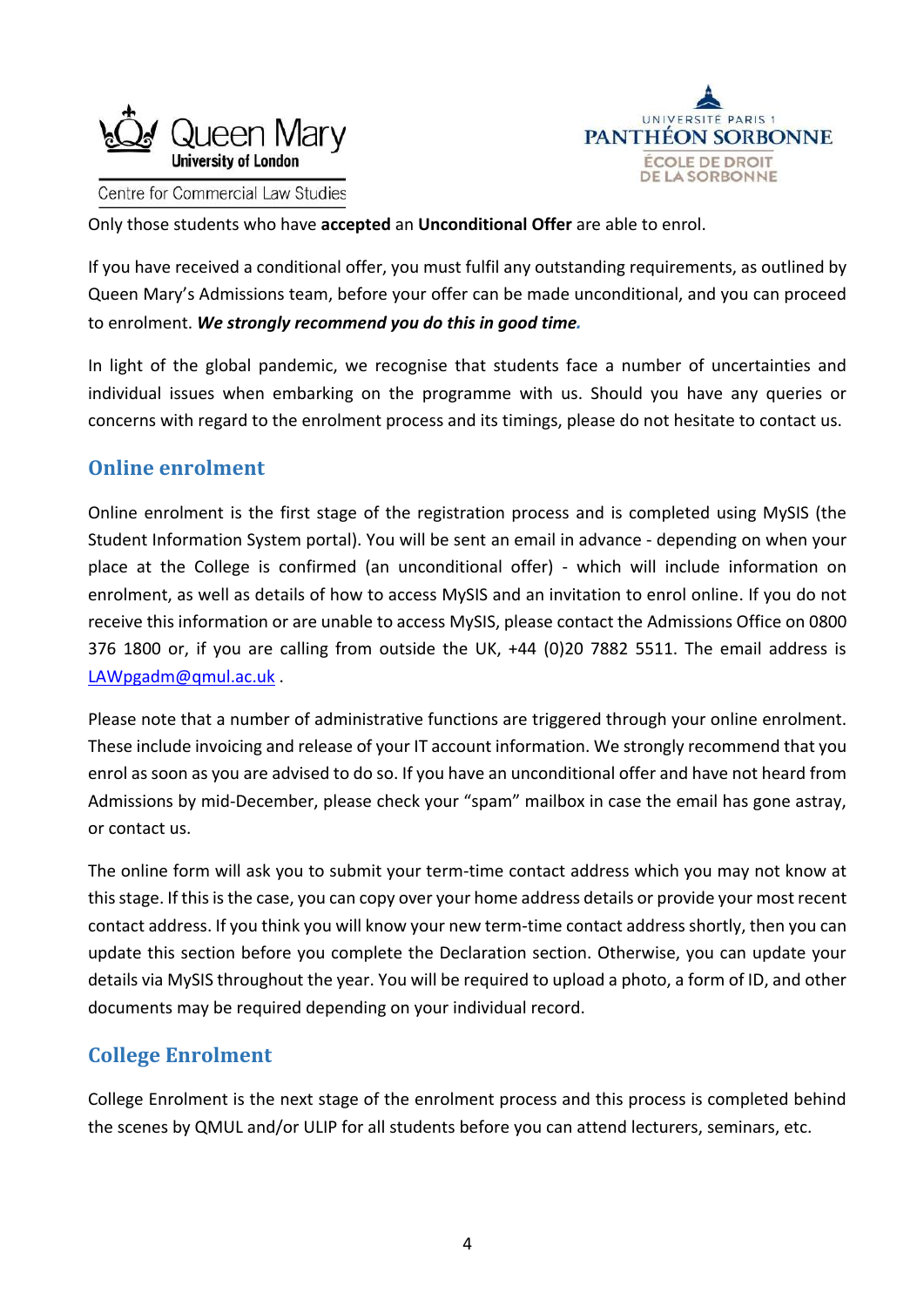Only those students who have **accepted** an **Unconditional Offer** are able to enrol.

If you have received a conditional offer, you must fulfil any outstanding requirements, as outlined by Queen Mary's Admissions team, before your offer can be made unconditional, and you can proceed to enrolment. ***We strongly recommend you do this in good time.***

In light of the global pandemic, we recognise that students face a number of uncertainties and individual issues when embarking on the programme with us. Should you have any queries or concerns with regard to the enrolment process and its timings, please do not hesitate to contact us.

## Online enrolment

Online enrolment is the first stage of the registration process and is completed using MySIS (the Student Information System portal). You will be sent an email in advance - depending on when your place at the College is confirmed (an unconditional offer) - which will include information on enrolment, as well as details of how to access MySIS and an invitation to enrol online. If you do not receive this information or are unable to access MySIS, please contact the Admissions Office on 0800 376 1800 or, if you are calling from outside the UK, +44 (0)20 7882 5511. The email address is LAWpgadm@qmul.ac.uk .

Please note that a number of administrative functions are triggered through your online enrolment. These include invoicing and release of your IT account information. We strongly recommend that you enrol as soon as you are advised to do so. If you have an unconditional offer and have not heard from Admissions by mid-December, please check your "spam" mailbox in case the email has gone astray, or contact us.

The online form will ask you to submit your term-time contact address which you may not know at this stage. If this is the case, you can copy over your home address details or provide your most recent contact address. If you think you will know your new term-time contact address shortly, then you can update this section before you complete the Declaration section. Otherwise, you can update your details via MySIS throughout the year. You will be required to upload a photo, a form of ID, and other documents may be required depending on your individual record.

## College Enrolment

College Enrolment is the next stage of the enrolment process and this process is completed behind the scenes by QMUL and/or ULIP for all students before you can attend lecturers, seminars, etc.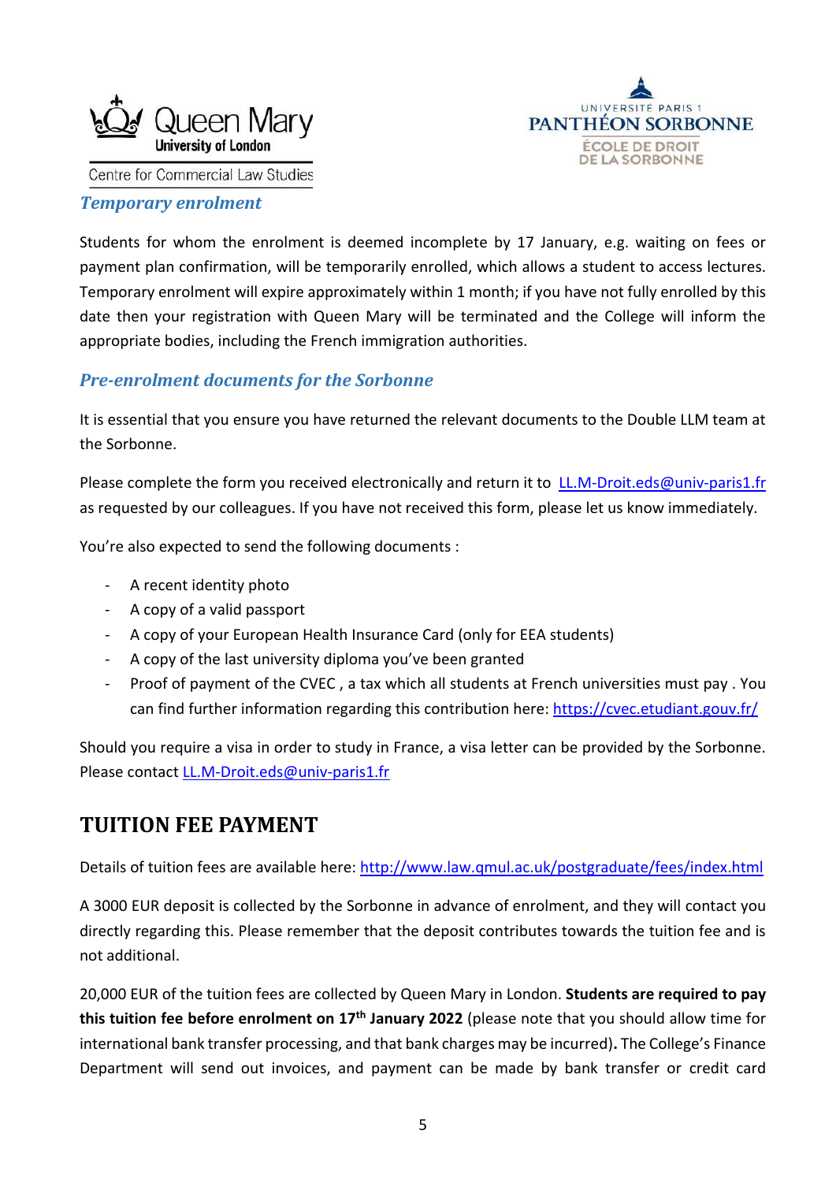### *Temporary enrolment*

Students for whom the enrolment is deemed incomplete by 17 January, e.g. waiting on fees or payment plan confirmation, will be temporarily enrolled, which allows a student to access lectures. Temporary enrolment will expire approximately within 1 month; if you have not fully enrolled by this date then your registration with Queen Mary will be terminated and the College will inform the appropriate bodies, including the French immigration authorities.

### *Pre-enrolment documents for the Sorbonne*

It is essential that you ensure you have returned the relevant documents to the Double LLM team at the Sorbonne.

Please complete the form you received electronically and return it to [LL.M-Droit.eds@univ-paris1.fr](mailto:LL.M-Droit.eds@univ-paris1.fr) as requested by our colleagues. If you have not received this form, please let us know immediately.

You're also expected to send the following documents :

- A recent identity photo
- A copy of a valid passport
- A copy of your European Health Insurance Card (only for EEA students)
- A copy of the last university diploma you've been granted
- Proof of payment of the CVEC , a tax which all students at French universities must pay . You can find further information regarding this contribution here: [https://cvec.etudiant.gouv.fr/](https://cvec.etudiant.gouv.fr/)

Should you require a visa in order to study in France, a visa letter can be provided by the Sorbonne. Please contact [LL.M-Droit.eds@univ-paris1.fr](mailto:LL.M-Droit.eds@univ-paris1.fr)

## TUITION FEE PAYMENT

Details of tuition fees are available here: [http://www.law.qmul.ac.uk/postgraduate/fees/index.html](http://www.law.qmul.ac.uk/postgraduate/fees/index.html)

A 3000 EUR deposit is collected by the Sorbonne in advance of enrolment, and they will contact you directly regarding this. Please remember that the deposit contributes towards the tuition fee and is not additional.

20,000 EUR of the tuition fees are collected by Queen Mary in London. **Students are required to pay this tuition fee before enrolment on 17th January 2022** (please note that you should allow time for international bank transfer processing, and that bank charges may be incurred)**.** The College's Finance Department will send out invoices, and payment can be made by bank transfer or credit card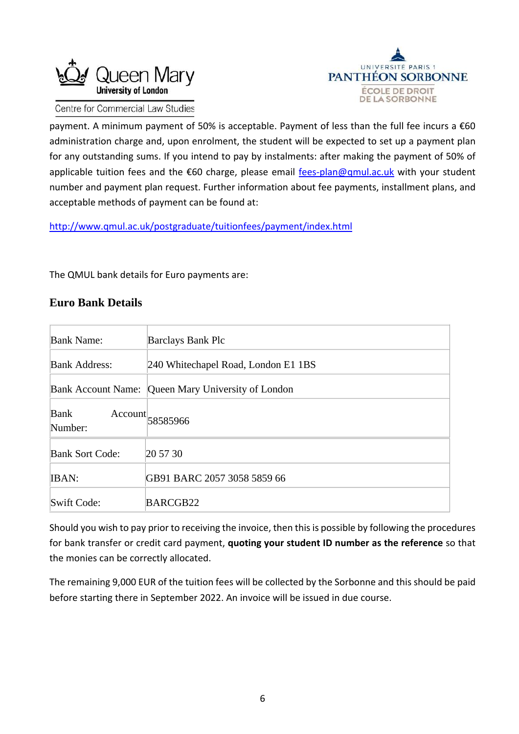payment. A minimum payment of 50% is acceptable. Payment of less than the full fee incurs a €60 administration charge and, upon enrolment, the student will be expected to set up a payment plan for any outstanding sums. If you intend to pay by instalments: after making the payment of 50% of applicable tuition fees and the €60 charge, please email fees-plan@qmul.ac.uk with your student number and payment plan request. Further information about fee payments, installment plans, and acceptable methods of payment can be found at:

http://www.qmul.ac.uk/postgraduate/tuitionfees/payment/index.html

The QMUL bank details for Euro payments are:

## Euro Bank Details

| | |
|---|---|
| Bank Name: | Barclays Bank Plc |
| Bank Address: | 240 Whitechapel Road, London E1 1BS |
| Bank Account Name: | Queen Mary University of London |
| Bank Account Number: | 58585966 |
| Bank Sort Code: | 20 57 30 |
| IBAN: | GB91 BARC 2057 3058 5859 66 |
| Swift Code: | BARCGB22 |

Should you wish to pay prior to receiving the invoice, then this is possible by following the procedures for bank transfer or credit card payment, **quoting your student ID number as the reference** so that the monies can be correctly allocated.

The remaining 9,000 EUR of the tuition fees will be collected by the Sorbonne and this should be paid before starting there in September 2022. An invoice will be issued in due course.